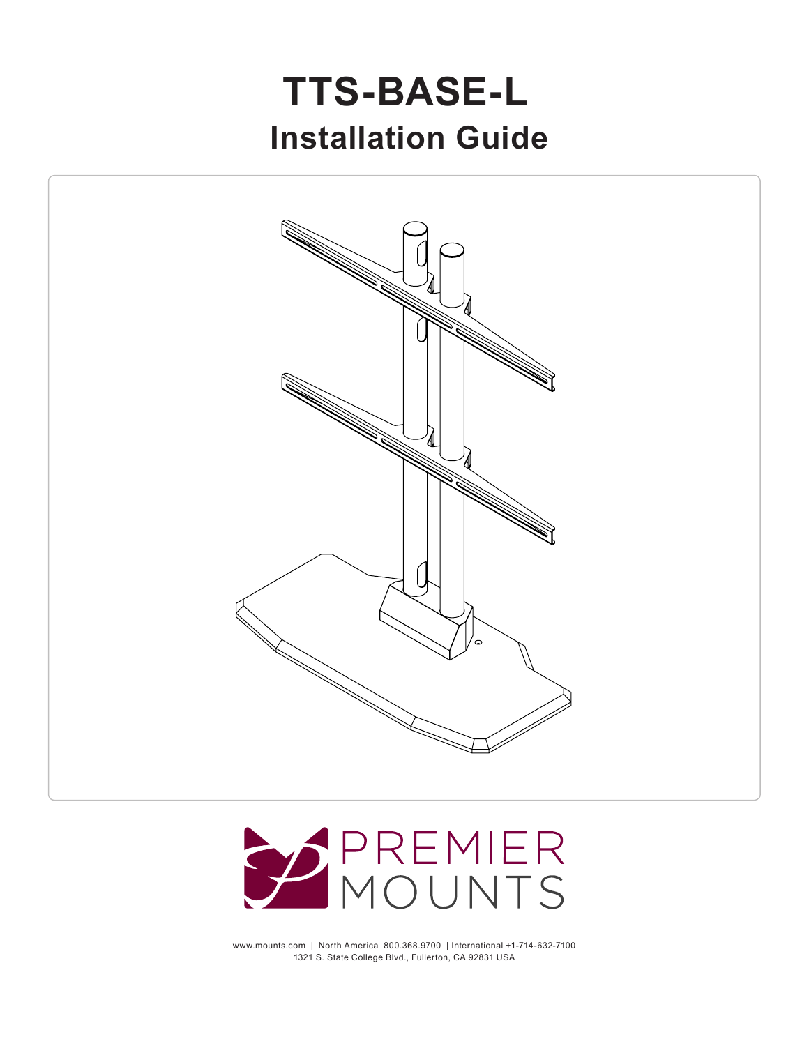# TTS-BASE-L

## Installation Guide

PREMIER MOUNTS

www.mounts.com | North America 800.368.9700 | International +1-714-632-7100
1321 S. State College Blvd., Fullerton, CA 92831 USA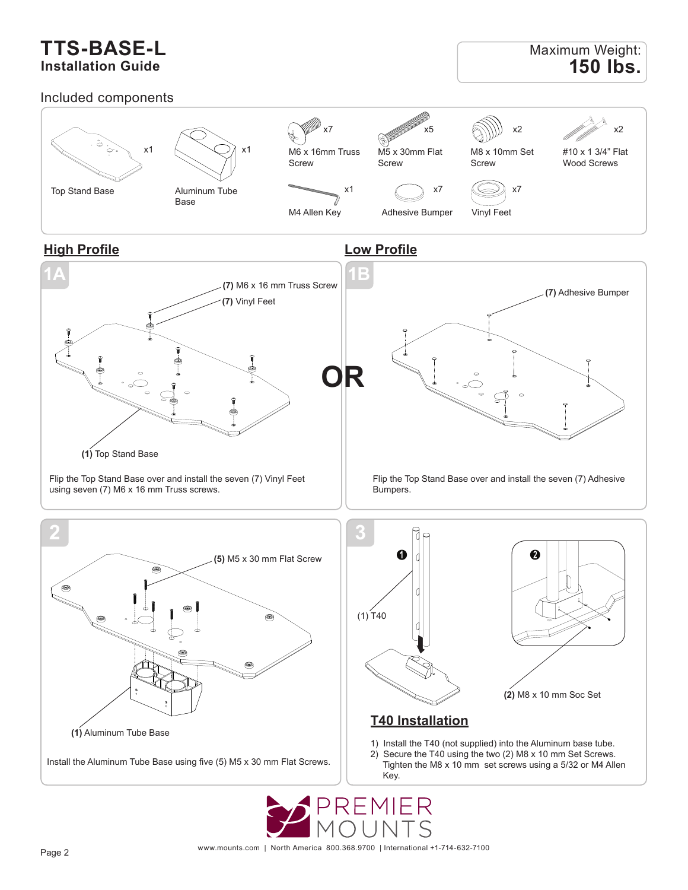# TTS-BASE-L

## Installation Guide

Maximum Weight:
**150 lbs.**

### Included components

| Component | Qty |
|---|---|
| Top Stand Base | x1 |
| Aluminum Tube Base | x1 |
| M6 x 16mm Truss Screw | x7 |
| M5 x 30mm Flat Screw | x5 |
| M8 x 10mm Set Screw | x2 |
| #10 x 1 3/4" Flat Wood Screws | x2 |
| M4 Allen Key | x1 |
| Adhesive Bumper | x7 |
| Vinyl Feet | x7 |

## High Profile

### 1A

**(7)** M6 x 16 mm Truss Screw

**(7)** Vinyl Feet

**(1)** Top Stand Base

Flip the Top Stand Base over and install the seven (7) Vinyl Feet using seven (7) M6 x 16 mm Truss screws.

**OR**

## Low Profile

### 1B

**(7)** Adhesive Bumper

Flip the Top Stand Base over and install the seven (7) Adhesive Bumpers.

### 2

**(5)** M5 x 30 mm Flat Screw

**(1)** Aluminum Tube Base

Install the Aluminum Tube Base using five (5) M5 x 30 mm Flat Screws.

### 3

❶ (1) T40

❷ **(2)** M8 x 10 mm Soc Set

## T40 Installation

1) Install the T40 (not supplied) into the Aluminum base tube.
2) Secure the T40 using the two (2) M8 x 10 mm Set Screws. Tighten the M8 x 10 mm set screws using a 5/32 or M4 Allen Key.

PREMIER MOUNTS

www.mounts.com | North America 800.368.9700 | International +1-714-632-7100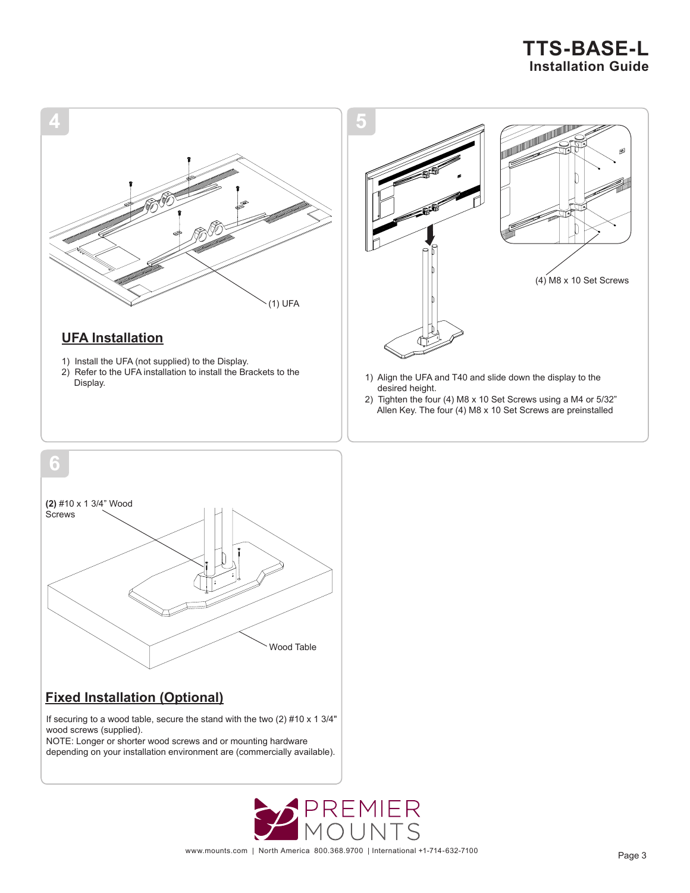## 4

(1) UFA

### UFA Installation

1) Install the UFA (not supplied) to the Display.
2) Refer to the UFA installation to install the Brackets to the Display.

## 5

(4) M8 x 10 Set Screws

1) Align the UFA and T40 and slide down the display to the desired height.
2) Tighten the four (4) M8 x 10 Set Screws using a M4 or 5/32" Allen Key. The four (4) M8 x 10 Set Screws are preinstalled

## 6

**(2)** #10 x 1 3/4" Wood Screws

Wood Table

### Fixed Installation (Optional)

If securing to a wood table, secure the stand with the two (2) #10 x 1 3/4" wood screws (supplied).
NOTE: Longer or shorter wood screws and or mounting hardware depending on your installation environment are (commercially available).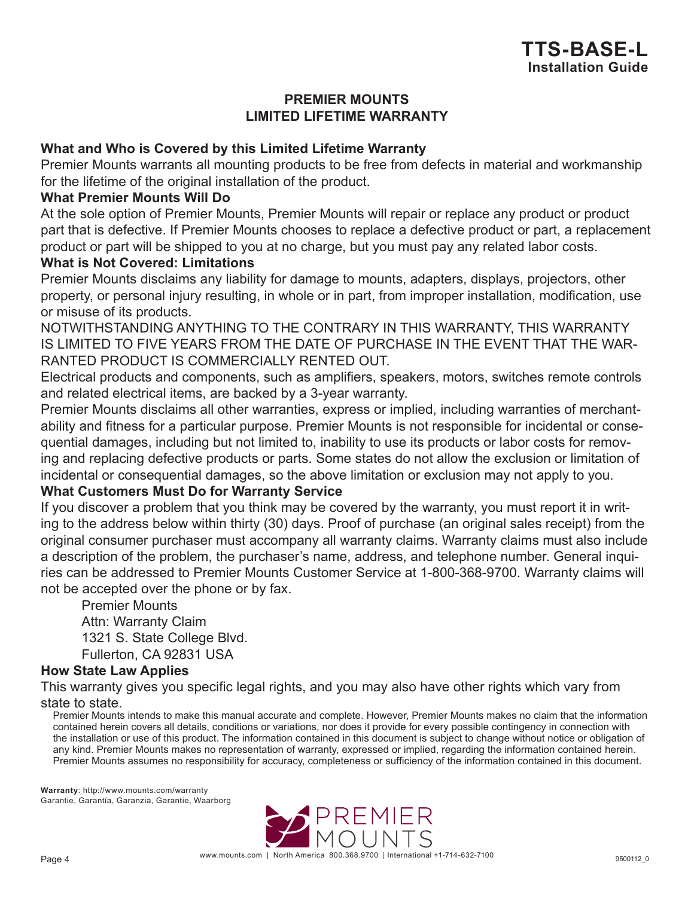# PREMIER MOUNTS
# LIMITED LIFETIME WARRANTY

### What and Who is Covered by this Limited Lifetime Warranty

Premier Mounts warrants all mounting products to be free from defects in material and workmanship for the lifetime of the original installation of the product.

### What Premier Mounts Will Do

At the sole option of Premier Mounts, Premier Mounts will repair or replace any product or product part that is defective. If Premier Mounts chooses to replace a defective product or part, a replacement product or part will be shipped to you at no charge, but you must pay any related labor costs.

### What is Not Covered: Limitations

Premier Mounts disclaims any liability for damage to mounts, adapters, displays, projectors, other property, or personal injury resulting, in whole or in part, from improper installation, modification, use or misuse of its products.

NOTWITHSTANDING ANYTHING TO THE CONTRARY IN THIS WARRANTY, THIS WARRANTY IS LIMITED TO FIVE YEARS FROM THE DATE OF PURCHASE IN THE EVENT THAT THE WARRANTED PRODUCT IS COMMERCIALLY RENTED OUT.

Electrical products and components, such as amplifiers, speakers, motors, switches remote controls and related electrical items, are backed by a 3-year warranty.

Premier Mounts disclaims all other warranties, express or implied, including warranties of merchantability and fitness for a particular purpose. Premier Mounts is not responsible for incidental or consequential damages, including but not limited to, inability to use its products or labor costs for removing and replacing defective products or parts. Some states do not allow the exclusion or limitation of incidental or consequential damages, so the above limitation or exclusion may not apply to you.

### What Customers Must Do for Warranty Service

If you discover a problem that you think may be covered by the warranty, you must report it in writing to the address below within thirty (30) days. Proof of purchase (an original sales receipt) from the original consumer purchaser must accompany all warranty claims. Warranty claims must also include a description of the problem, the purchaser's name, address, and telephone number. General inquiries can be addressed to Premier Mounts Customer Service at 1-800-368-9700. Warranty claims will not be accepted over the phone or by fax.

Premier Mounts
Attn: Warranty Claim
1321 S. State College Blvd.
Fullerton, CA 92831 USA

### How State Law Applies

This warranty gives you specific legal rights, and you may also have other rights which vary from state to state.

Premier Mounts intends to make this manual accurate and complete. However, Premier Mounts makes no claim that the information contained herein covers all details, conditions or variations, nor does it provide for every possible contingency in connection with the installation or use of this product. The information contained in this document is subject to change without notice or obligation of any kind. Premier Mounts makes no representation of warranty, expressed or implied, regarding the information contained herein. Premier Mounts assumes no responsibility for accuracy, completeness or sufficiency of the information contained in this document.

**Warranty**: http://www.mounts.com/warranty
Garantie, Garantía, Garanzia, Garantie, Waarborg